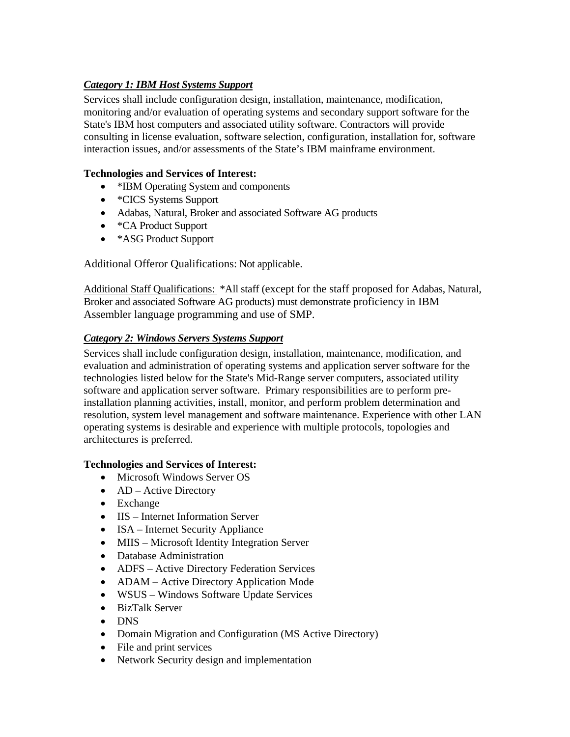***Category 1: IBM Host Systems Support***

Services shall include configuration design, installation, maintenance, modification, monitoring and/or evaluation of operating systems and secondary support software for the State's IBM host computers and associated utility software. Contractors will provide consulting in license evaluation, software selection, configuration, installation for, software interaction issues, and/or assessments of the State's IBM mainframe environment.

**Technologies and Services of Interest:**

- *IBM Operating System and components
- *CICS Systems Support
- Adabas, Natural, Broker and associated Software AG products
- *CA Product Support
- *ASG Product Support

Additional Offeror Qualifications: Not applicable.

Additional Staff Qualifications: *All staff (except for the staff proposed for Adabas, Natural, Broker and associated Software AG products) must demonstrate proficiency in IBM Assembler language programming and use of SMP.

***Category 2: Windows Servers Systems Support***

Services shall include configuration design, installation, maintenance, modification, and evaluation and administration of operating systems and application server software for the technologies listed below for the State's Mid-Range server computers, associated utility software and application server software. Primary responsibilities are to perform pre-installation planning activities, install, monitor, and perform problem determination and resolution, system level management and software maintenance. Experience with other LAN operating systems is desirable and experience with multiple protocols, topologies and architectures is preferred.

**Technologies and Services of Interest:**

- Microsoft Windows Server OS
- AD – Active Directory
- Exchange
- IIS – Internet Information Server
- ISA – Internet Security Appliance
- MIIS – Microsoft Identity Integration Server
- Database Administration
- ADFS – Active Directory Federation Services
- ADAM – Active Directory Application Mode
- WSUS – Windows Software Update Services
- BizTalk Server
- DNS
- Domain Migration and Configuration (MS Active Directory)
- File and print services
- Network Security design and implementation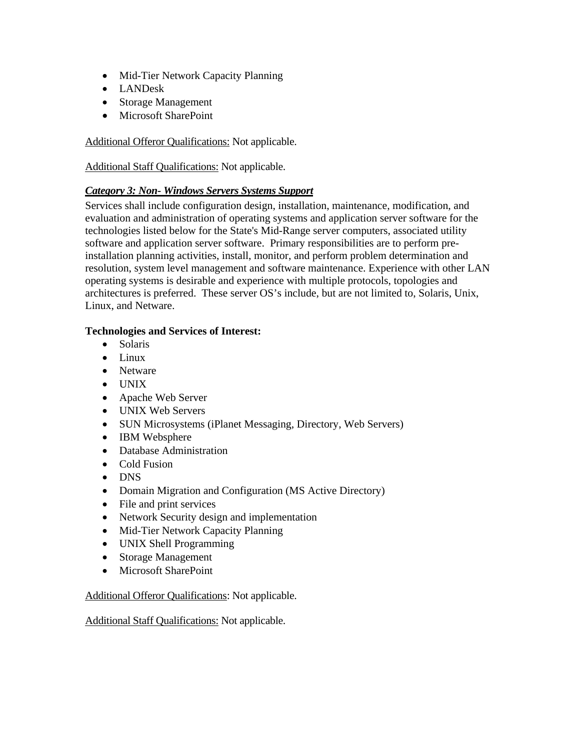- Mid-Tier Network Capacity Planning
- LANDesk
- Storage Management
- Microsoft SharePoint

Additional Offeror Qualifications: Not applicable.

Additional Staff Qualifications: Not applicable.

***Category 3: Non- Windows Servers Systems Support***

Services shall include configuration design, installation, maintenance, modification, and evaluation and administration of operating systems and application server software for the technologies listed below for the State's Mid-Range server computers, associated utility software and application server software. Primary responsibilities are to perform pre-installation planning activities, install, monitor, and perform problem determination and resolution, system level management and software maintenance. Experience with other LAN operating systems is desirable and experience with multiple protocols, topologies and architectures is preferred. These server OS's include, but are not limited to, Solaris, Unix, Linux, and Netware.

**Technologies and Services of Interest:**

- Solaris
- Linux
- Netware
- UNIX
- Apache Web Server
- UNIX Web Servers
- SUN Microsystems (iPlanet Messaging, Directory, Web Servers)
- IBM Websphere
- Database Administration
- Cold Fusion
- DNS
- Domain Migration and Configuration (MS Active Directory)
- File and print services
- Network Security design and implementation
- Mid-Tier Network Capacity Planning
- UNIX Shell Programming
- Storage Management
- Microsoft SharePoint

Additional Offeror Qualifications: Not applicable.

Additional Staff Qualifications: Not applicable.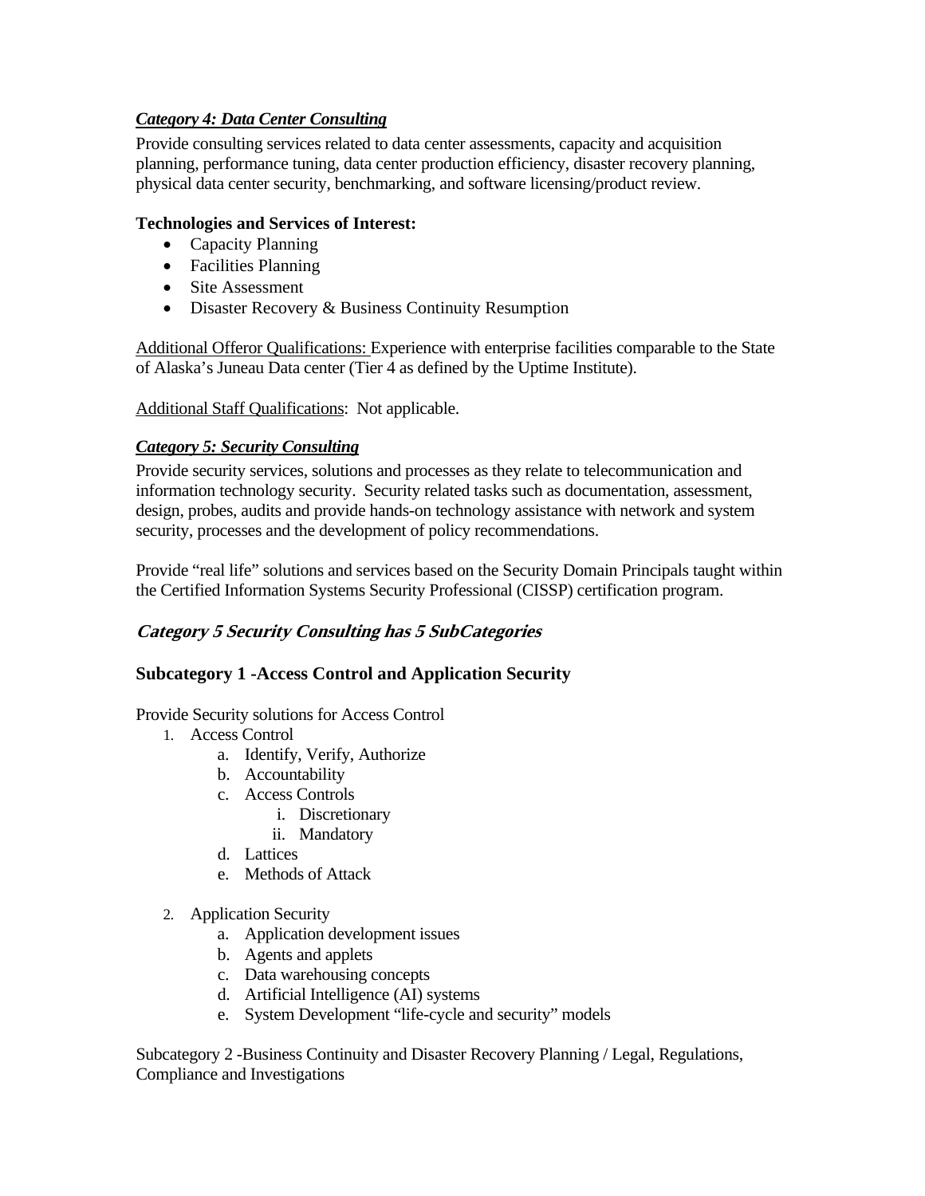***Category 4: Data Center Consulting***

Provide consulting services related to data center assessments, capacity and acquisition planning, performance tuning, data center production efficiency, disaster recovery planning, physical data center security, benchmarking, and software licensing/product review.

**Technologies and Services of Interest:**

- Capacity Planning
- Facilities Planning
- Site Assessment
- Disaster Recovery & Business Continuity Resumption

<u>Additional Offeror Qualifications:</u> Experience with enterprise facilities comparable to the State of Alaska's Juneau Data center (Tier 4 as defined by the Uptime Institute).

<u>Additional Staff Qualifications</u>: Not applicable.

***Category 5: Security Consulting***

Provide security services, solutions and processes as they relate to telecommunication and information technology security. Security related tasks such as documentation, assessment, design, probes, audits and provide hands-on technology assistance with network and system security, processes and the development of policy recommendations.

Provide "real life" solutions and services based on the Security Domain Principals taught within the Certified Information Systems Security Professional (CISSP) certification program.

### *Category 5 Security Consulting has 5 SubCategories*

### Subcategory 1 -Access Control and Application Security

Provide Security solutions for Access Control

1. Access Control
    a. Identify, Verify, Authorize
    b. Accountability
    c. Access Controls
        i. Discretionary
        ii. Mandatory
    d. Lattices
    e. Methods of Attack
2. Application Security
    a. Application development issues
    b. Agents and applets
    c. Data warehousing concepts
    d. Artificial Intelligence (AI) systems
    e. System Development "life-cycle and security" models

Subcategory 2 -Business Continuity and Disaster Recovery Planning / Legal, Regulations, Compliance and Investigations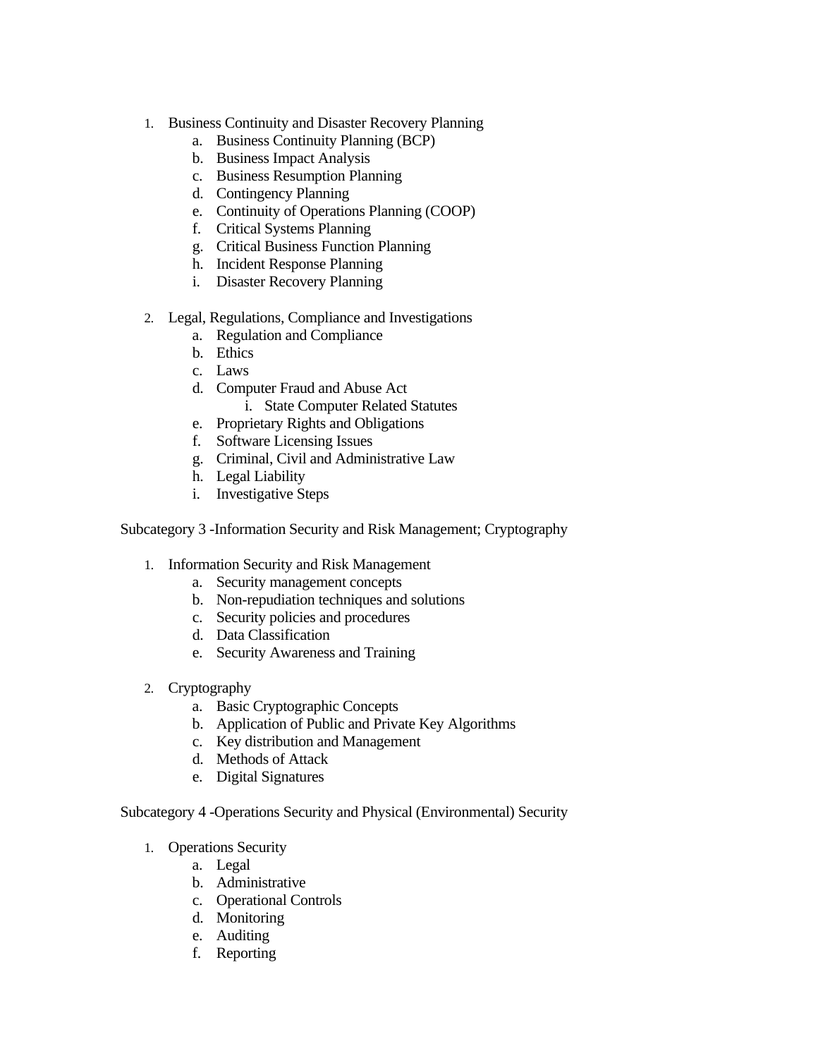1. Business Continuity and Disaster Recovery Planning
    a. Business Continuity Planning (BCP)
    b. Business Impact Analysis
    c. Business Resumption Planning
    d. Contingency Planning
    e. Continuity of Operations Planning (COOP)
    f. Critical Systems Planning
    g. Critical Business Function Planning
    h. Incident Response Planning
    i. Disaster Recovery Planning

2. Legal, Regulations, Compliance and Investigations
    a. Regulation and Compliance
    b. Ethics
    c. Laws
    d. Computer Fraud and Abuse Act
        i. State Computer Related Statutes
    e. Proprietary Rights and Obligations
    f. Software Licensing Issues
    g. Criminal, Civil and Administrative Law
    h. Legal Liability
    i. Investigative Steps

Subcategory 3 -Information Security and Risk Management; Cryptography

1. Information Security and Risk Management
    a. Security management concepts
    b. Non-repudiation techniques and solutions
    c. Security policies and procedures
    d. Data Classification
    e. Security Awareness and Training

2. Cryptography
    a. Basic Cryptographic Concepts
    b. Application of Public and Private Key Algorithms
    c. Key distribution and Management
    d. Methods of Attack
    e. Digital Signatures

Subcategory 4 -Operations Security and Physical (Environmental) Security

1. Operations Security
    a. Legal
    b. Administrative
    c. Operational Controls
    d. Monitoring
    e. Auditing
    f. Reporting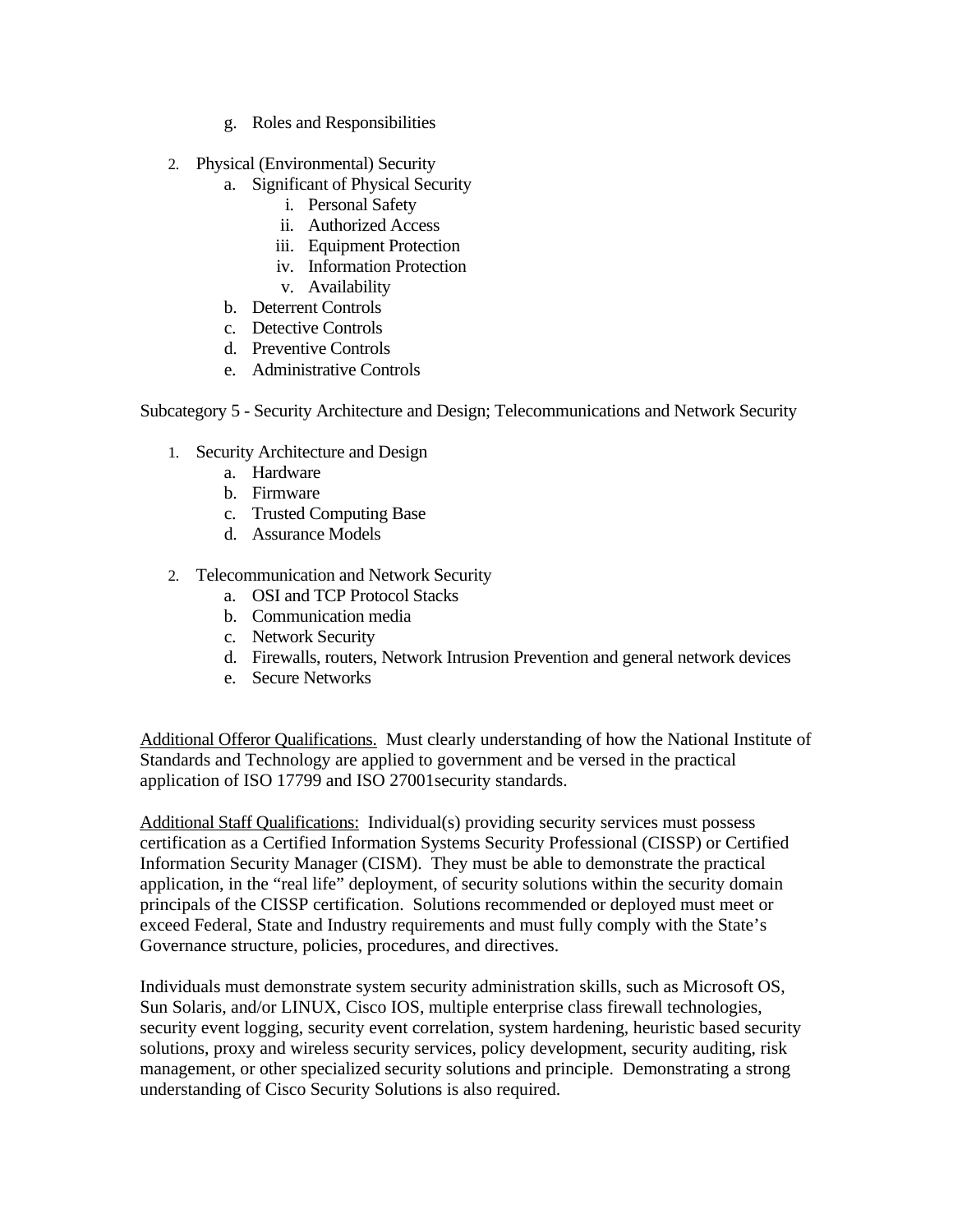g. Roles and Responsibilities

2. Physical (Environmental) Security
   a. Significant of Physical Security
      i. Personal Safety
      ii. Authorized Access
      iii. Equipment Protection
      iv. Information Protection
      v. Availability
   b. Deterrent Controls
   c. Detective Controls
   d. Preventive Controls
   e. Administrative Controls

Subcategory 5 - Security Architecture and Design; Telecommunications and Network Security

1. Security Architecture and Design
   a. Hardware
   b. Firmware
   c. Trusted Computing Base
   d. Assurance Models

2. Telecommunication and Network Security
   a. OSI and TCP Protocol Stacks
   b. Communication media
   c. Network Security
   d. Firewalls, routers, Network Intrusion Prevention and general network devices
   e. Secure Networks

Additional Offeror Qualifications. Must clearly understanding of how the National Institute of Standards and Technology are applied to government and be versed in the practical application of ISO 17799 and ISO 27001security standards.

Additional Staff Qualifications: Individual(s) providing security services must possess certification as a Certified Information Systems Security Professional (CISSP) or Certified Information Security Manager (CISM). They must be able to demonstrate the practical application, in the "real life" deployment, of security solutions within the security domain principals of the CISSP certification. Solutions recommended or deployed must meet or exceed Federal, State and Industry requirements and must fully comply with the State's Governance structure, policies, procedures, and directives.

Individuals must demonstrate system security administration skills, such as Microsoft OS, Sun Solaris, and/or LINUX, Cisco IOS, multiple enterprise class firewall technologies, security event logging, security event correlation, system hardening, heuristic based security solutions, proxy and wireless security services, policy development, security auditing, risk management, or other specialized security solutions and principle. Demonstrating a strong understanding of Cisco Security Solutions is also required.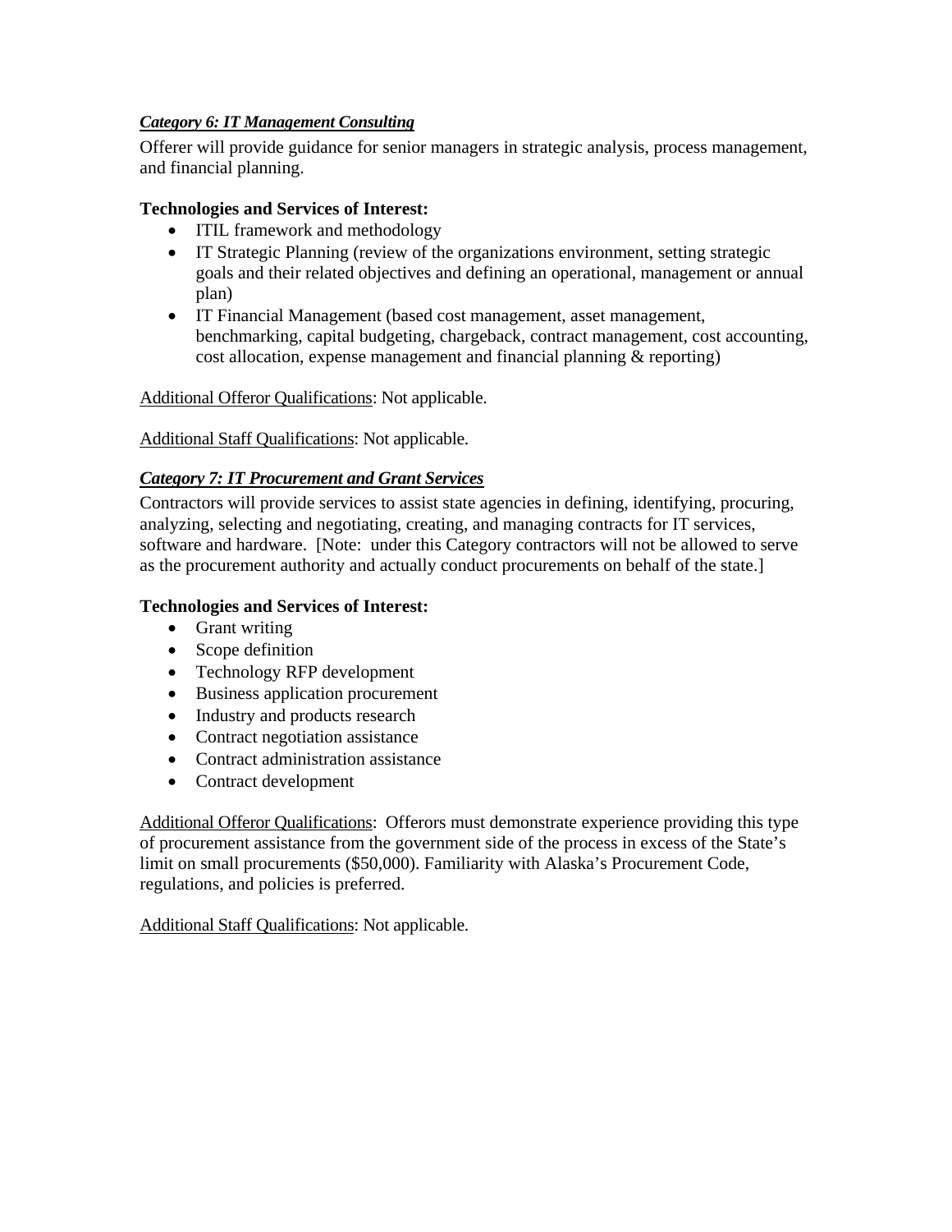***Category 6: IT Management Consulting***

Offerer will provide guidance for senior managers in strategic analysis, process management, and financial planning.

**Technologies and Services of Interest:**

- ITIL framework and methodology
- IT Strategic Planning (review of the organizations environment, setting strategic goals and their related objectives and defining an operational, management or annual plan)
- IT Financial Management (based cost management, asset management, benchmarking, capital budgeting, chargeback, contract management, cost accounting, cost allocation, expense management and financial planning & reporting)

Additional Offeror Qualifications: Not applicable.

Additional Staff Qualifications: Not applicable.

***Category 7: IT Procurement and Grant Services***

Contractors will provide services to assist state agencies in defining, identifying, procuring, analyzing, selecting and negotiating, creating, and managing contracts for IT services, software and hardware. [Note: under this Category contractors will not be allowed to serve as the procurement authority and actually conduct procurements on behalf of the state.]

**Technologies and Services of Interest:**

- Grant writing
- Scope definition
- Technology RFP development
- Business application procurement
- Industry and products research
- Contract negotiation assistance
- Contract administration assistance
- Contract development

Additional Offeror Qualifications: Offerors must demonstrate experience providing this type of procurement assistance from the government side of the process in excess of the State's limit on small procurements ($50,000). Familiarity with Alaska's Procurement Code, regulations, and policies is preferred.

Additional Staff Qualifications: Not applicable.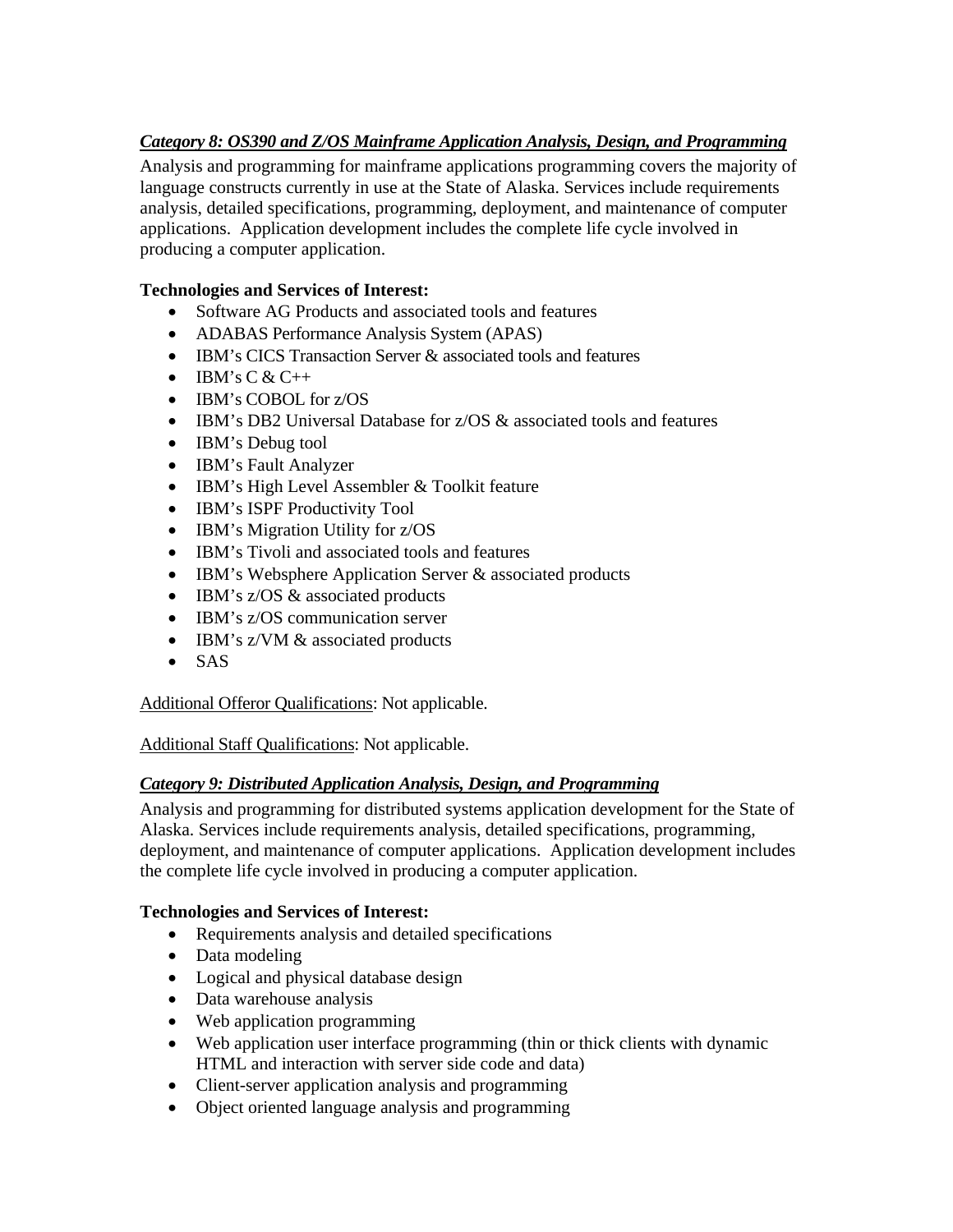***Category 8: OS390 and Z/OS Mainframe Application Analysis, Design, and Programming***

Analysis and programming for mainframe applications programming covers the majority of language constructs currently in use at the State of Alaska. Services include requirements analysis, detailed specifications, programming, deployment, and maintenance of computer applications. Application development includes the complete life cycle involved in producing a computer application.

**Technologies and Services of Interest:**

- Software AG Products and associated tools and features
- ADABAS Performance Analysis System (APAS)
- IBM's CICS Transaction Server & associated tools and features
- IBM's C & C++
- IBM's COBOL for z/OS
- IBM's DB2 Universal Database for z/OS & associated tools and features
- IBM's Debug tool
- IBM's Fault Analyzer
- IBM's High Level Assembler & Toolkit feature
- IBM's ISPF Productivity Tool
- IBM's Migration Utility for z/OS
- IBM's Tivoli and associated tools and features
- IBM's Websphere Application Server & associated products
- IBM's z/OS & associated products
- IBM's z/OS communication server
- IBM's z/VM & associated products
- SAS

Additional Offeror Qualifications: Not applicable.

Additional Staff Qualifications: Not applicable.

***Category 9: Distributed Application Analysis, Design, and Programming***

Analysis and programming for distributed systems application development for the State of Alaska. Services include requirements analysis, detailed specifications, programming, deployment, and maintenance of computer applications. Application development includes the complete life cycle involved in producing a computer application.

**Technologies and Services of Interest:**

- Requirements analysis and detailed specifications
- Data modeling
- Logical and physical database design
- Data warehouse analysis
- Web application programming
- Web application user interface programming (thin or thick clients with dynamic HTML and interaction with server side code and data)
- Client-server application analysis and programming
- Object oriented language analysis and programming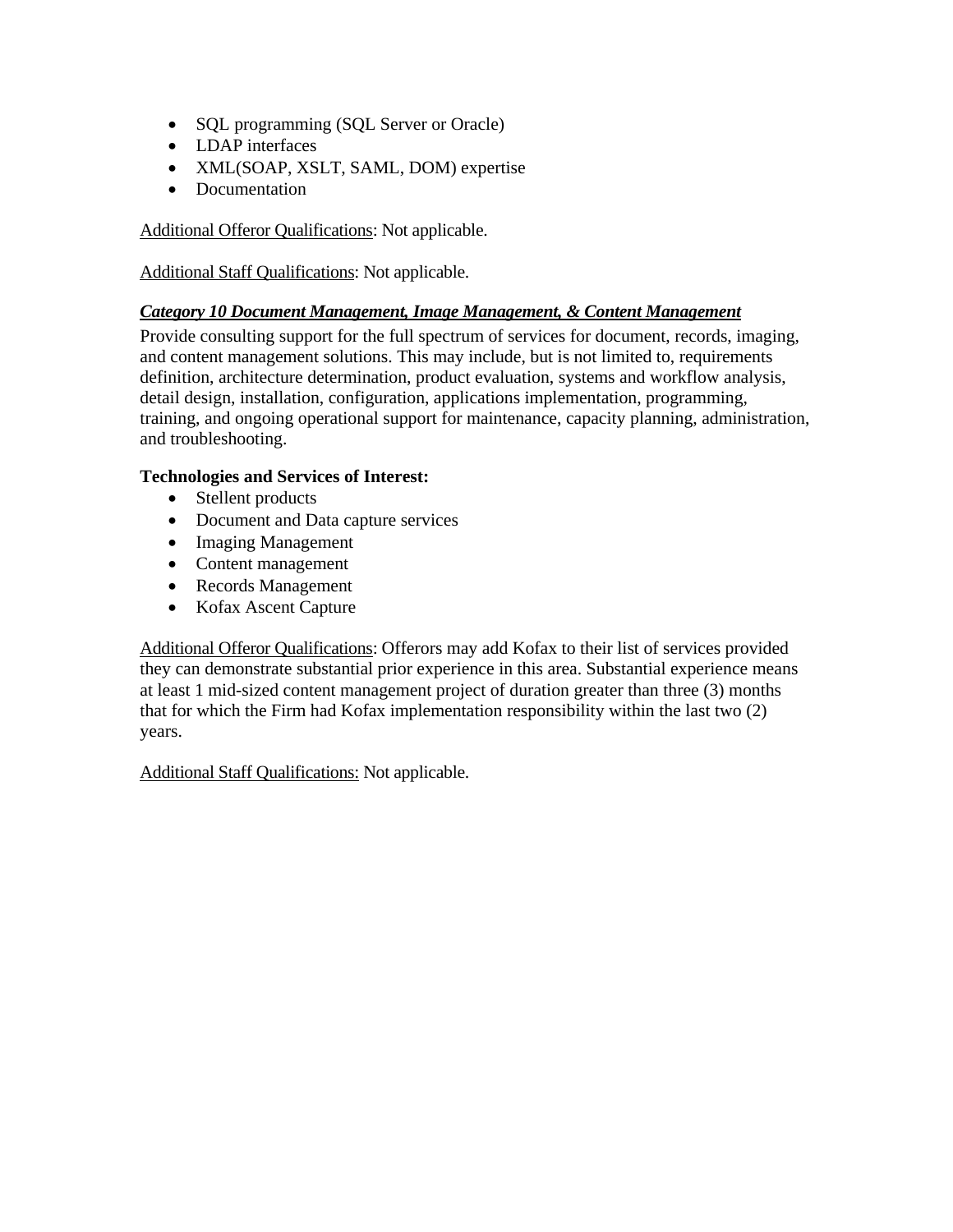- SQL programming (SQL Server or Oracle)
- LDAP interfaces
- XML(SOAP, XSLT, SAML, DOM) expertise
- Documentation

Additional Offeror Qualifications: Not applicable.

Additional Staff Qualifications: Not applicable.

***Category 10 Document Management, Image Management, & Content Management***

Provide consulting support for the full spectrum of services for document, records, imaging, and content management solutions. This may include, but is not limited to, requirements definition, architecture determination, product evaluation, systems and workflow analysis, detail design, installation, configuration, applications implementation, programming, training, and ongoing operational support for maintenance, capacity planning, administration, and troubleshooting.

**Technologies and Services of Interest:**

- Stellent products
- Document and Data capture services
- Imaging Management
- Content management
- Records Management
- Kofax Ascent Capture

Additional Offeror Qualifications: Offerors may add Kofax to their list of services provided they can demonstrate substantial prior experience in this area. Substantial experience means at least 1 mid-sized content management project of duration greater than three (3) months that for which the Firm had Kofax implementation responsibility within the last two (2) years.

Additional Staff Qualifications: Not applicable.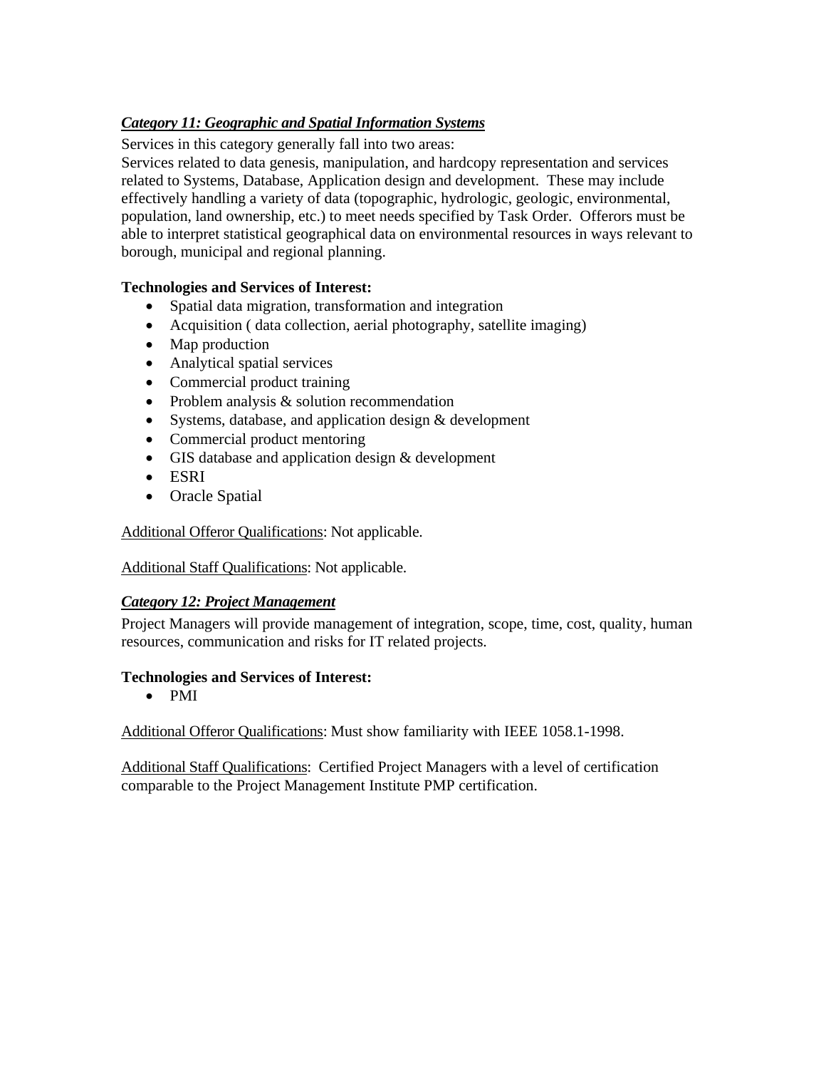### ***Category 11: Geographic and Spatial Information Systems***

Services in this category generally fall into two areas:
Services related to data genesis, manipulation, and hardcopy representation and services related to Systems, Database, Application design and development. These may include effectively handling a variety of data (topographic, hydrologic, geologic, environmental, population, land ownership, etc.) to meet needs specified by Task Order. Offerors must be able to interpret statistical geographical data on environmental resources in ways relevant to borough, municipal and regional planning.

**Technologies and Services of Interest:**

- Spatial data migration, transformation and integration
- Acquisition ( data collection, aerial photography, satellite imaging)
- Map production
- Analytical spatial services
- Commercial product training
- Problem analysis & solution recommendation
- Systems, database, and application design & development
- Commercial product mentoring
- GIS database and application design & development
- ESRI
- Oracle Spatial

Additional Offeror Qualifications: Not applicable.

Additional Staff Qualifications: Not applicable.

### ***Category 12: Project Management***

Project Managers will provide management of integration, scope, time, cost, quality, human resources, communication and risks for IT related projects.

**Technologies and Services of Interest:**

- PMI

Additional Offeror Qualifications: Must show familiarity with IEEE 1058.1-1998.

Additional Staff Qualifications: Certified Project Managers with a level of certification comparable to the Project Management Institute PMP certification.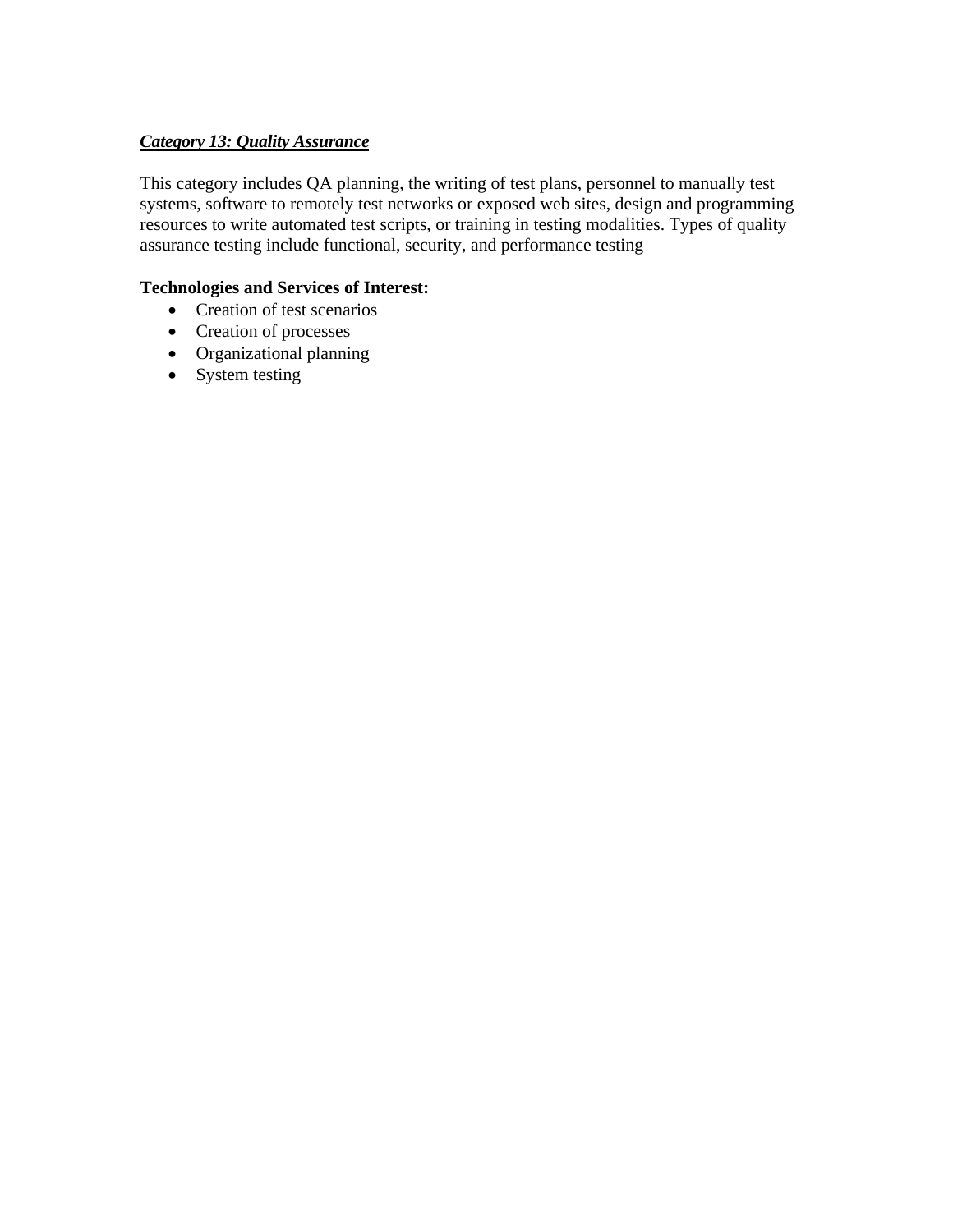***Category 13: Quality Assurance***

This category includes QA planning, the writing of test plans, personnel to manually test systems, software to remotely test networks or exposed web sites, design and programming resources to write automated test scripts, or training in testing modalities. Types of quality assurance testing include functional, security, and performance testing

**Technologies and Services of Interest:**

- Creation of test scenarios
- Creation of processes
- Organizational planning
- System testing